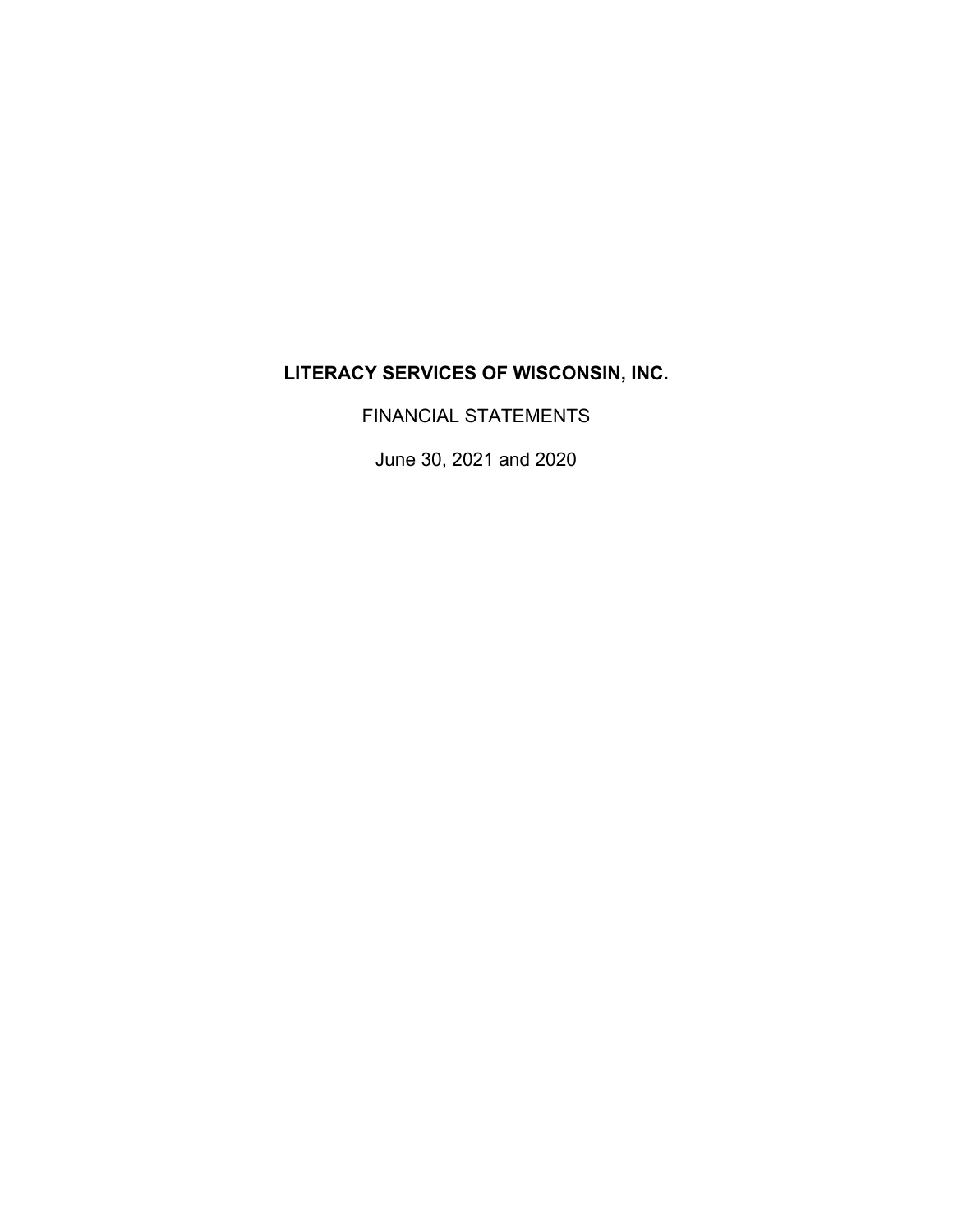# LITERACY SERVICES OF WISCONSIN, INC.

FINANCIAL STATEMENTS

June 30, 2021 and 2020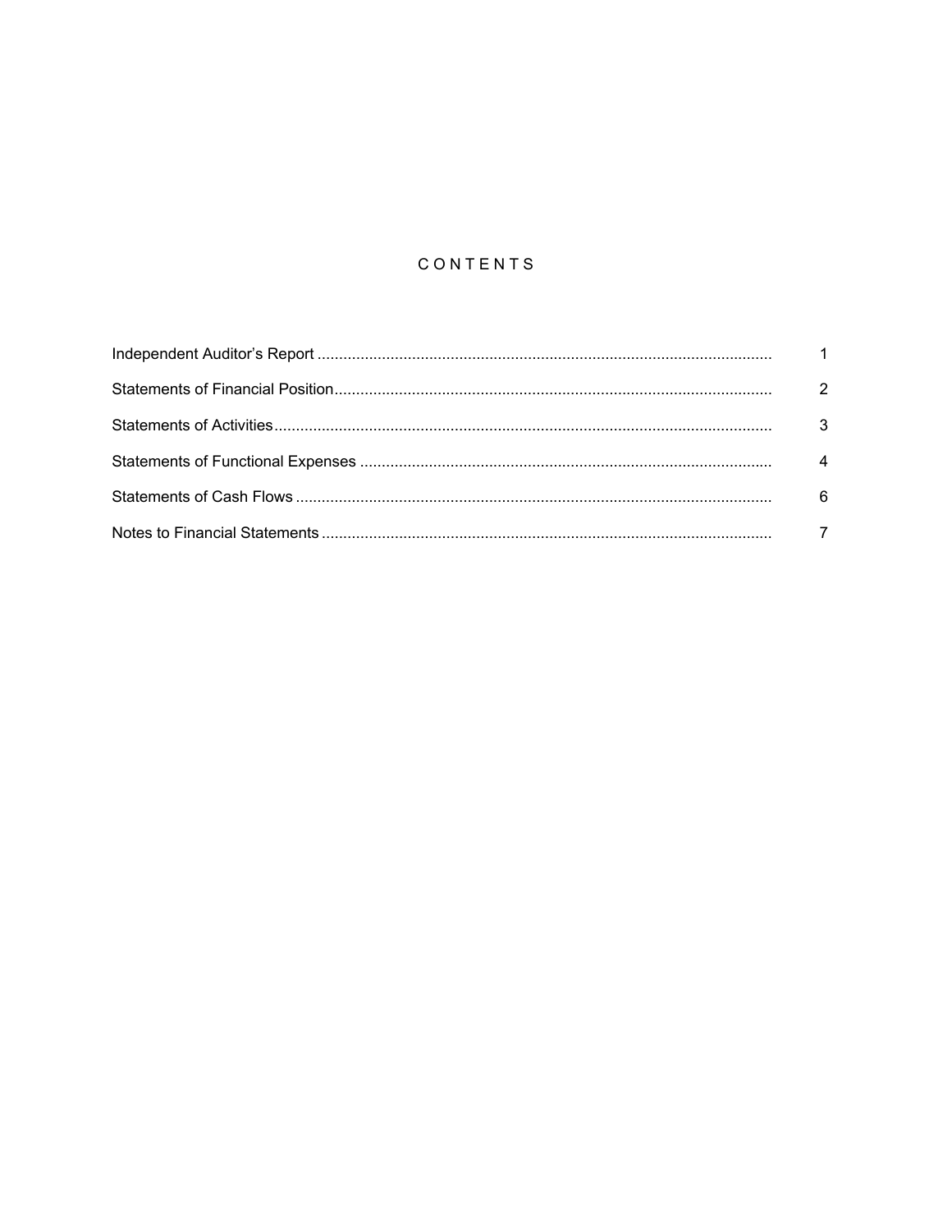# CONTENTS

| | |
|---|---|
| Independent Auditor's Report | 1 |
| Statements of Financial Position | 2 |
| Statements of Activities | 3 |
| Statements of Functional Expenses | 4 |
| Statements of Cash Flows | 6 |
| Notes to Financial Statements | 7 |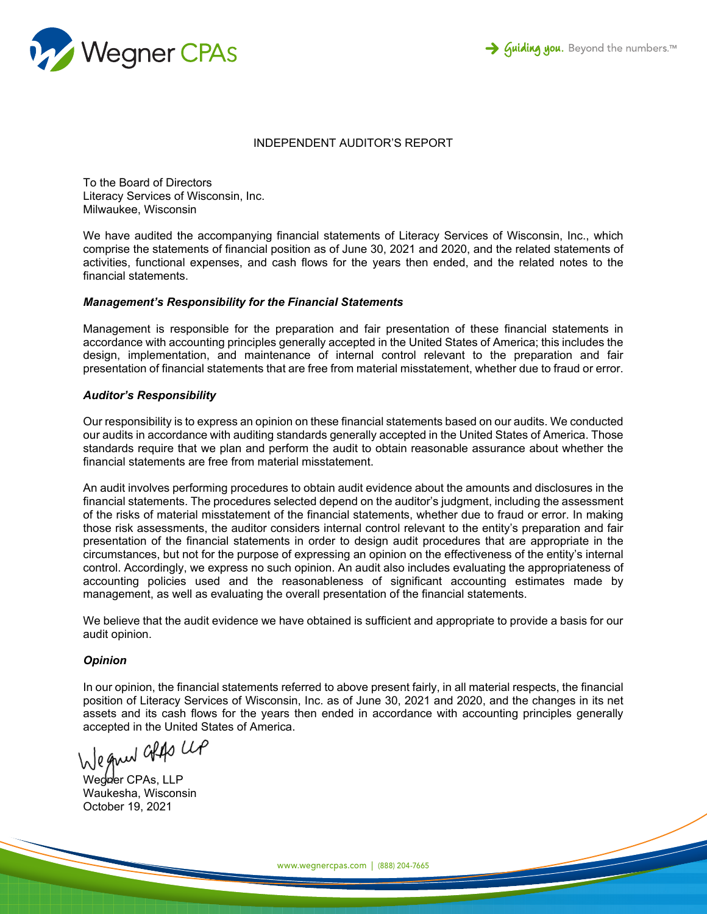# INDEPENDENT AUDITOR'S REPORT

To the Board of Directors
Literacy Services of Wisconsin, Inc.
Milwaukee, Wisconsin

We have audited the accompanying financial statements of Literacy Services of Wisconsin, Inc., which comprise the statements of financial position as of June 30, 2021 and 2020, and the related statements of activities, functional expenses, and cash flows for the years then ended, and the related notes to the financial statements.

### *Management's Responsibility for the Financial Statements*

Management is responsible for the preparation and fair presentation of these financial statements in accordance with accounting principles generally accepted in the United States of America; this includes the design, implementation, and maintenance of internal control relevant to the preparation and fair presentation of financial statements that are free from material misstatement, whether due to fraud or error.

### *Auditor's Responsibility*

Our responsibility is to express an opinion on these financial statements based on our audits. We conducted our audits in accordance with auditing standards generally accepted in the United States of America. Those standards require that we plan and perform the audit to obtain reasonable assurance about whether the financial statements are free from material misstatement.

An audit involves performing procedures to obtain audit evidence about the amounts and disclosures in the financial statements. The procedures selected depend on the auditor's judgment, including the assessment of the risks of material misstatement of the financial statements, whether due to fraud or error. In making those risk assessments, the auditor considers internal control relevant to the entity's preparation and fair presentation of the financial statements in order to design audit procedures that are appropriate in the circumstances, but not for the purpose of expressing an opinion on the effectiveness of the entity's internal control. Accordingly, we express no such opinion. An audit also includes evaluating the appropriateness of accounting policies used and the reasonableness of significant accounting estimates made by management, as well as evaluating the overall presentation of the financial statements.

We believe that the audit evidence we have obtained is sufficient and appropriate to provide a basis for our audit opinion.

### *Opinion*

In our opinion, the financial statements referred to above present fairly, in all material respects, the financial position of Literacy Services of Wisconsin, Inc. as of June 30, 2021 and 2020, and the changes in its net assets and its cash flows for the years then ended in accordance with accounting principles generally accepted in the United States of America.

Wegner CPAs, LLP

Wegner CPAs, LLP
Waukesha, Wisconsin
October 19, 2021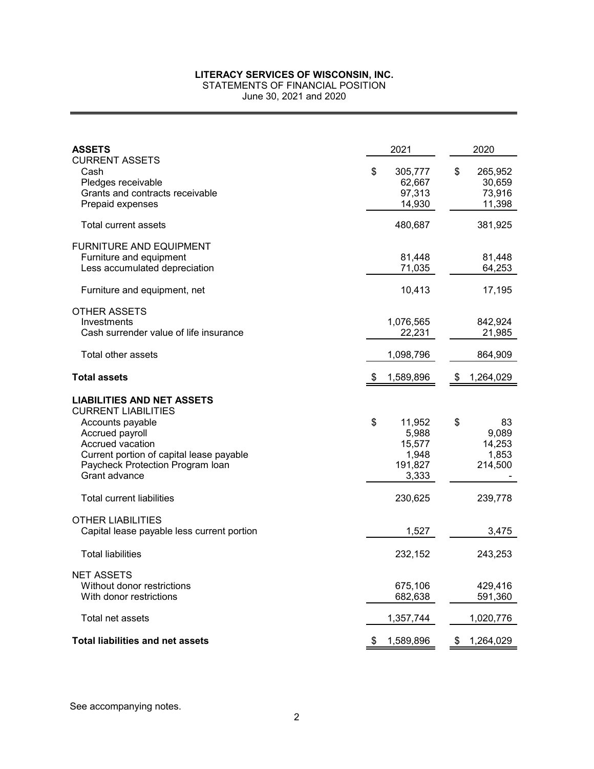# LITERACY SERVICES OF WISCONSIN, INC.

STATEMENTS OF FINANCIAL POSITION

June 30, 2021 and 2020

| **ASSETS** | 2021 | 2020 |
|---|---|---|
| CURRENT ASSETS | | |
| Cash | $ 305,777 | $ 265,952 |
| Pledges receivable | 62,667 | 30,659 |
| Grants and contracts receivable | 97,313 | 73,916 |
| Prepaid expenses | 14,930 | 11,398 |
| Total current assets | 480,687 | 381,925 |
| FURNITURE AND EQUIPMENT | | |
| Furniture and equipment | 81,448 | 81,448 |
| Less accumulated depreciation | 71,035 | 64,253 |
| Furniture and equipment, net | 10,413 | 17,195 |
| OTHER ASSETS | | |
| Investments | 1,076,565 | 842,924 |
| Cash surrender value of life insurance | 22,231 | 21,985 |
| Total other assets | 1,098,796 | 864,909 |
| **Total assets** | $ 1,589,896 | $ 1,264,029 |
| **LIABILITIES AND NET ASSETS** | | |
| CURRENT LIABILITIES | | |
| Accounts payable | $ 11,952 | $ 83 |
| Accrued payroll | 5,988 | 9,089 |
| Accrued vacation | 15,577 | 14,253 |
| Current portion of capital lease payable | 1,948 | 1,853 |
| Paycheck Protection Program loan | 191,827 | 214,500 |
| Grant advance | 3,333 | - |
| Total current liabilities | 230,625 | 239,778 |
| OTHER LIABILITIES | | |
| Capital lease payable less current portion | 1,527 | 3,475 |
| Total liabilities | 232,152 | 243,253 |
| NET ASSETS | | |
| Without donor restrictions | 675,106 | 429,416 |
| With donor restrictions | 682,638 | 591,360 |
| Total net assets | 1,357,744 | 1,020,776 |
| **Total liabilities and net assets** | $ 1,589,896 | $ 1,264,029 |

See accompanying notes.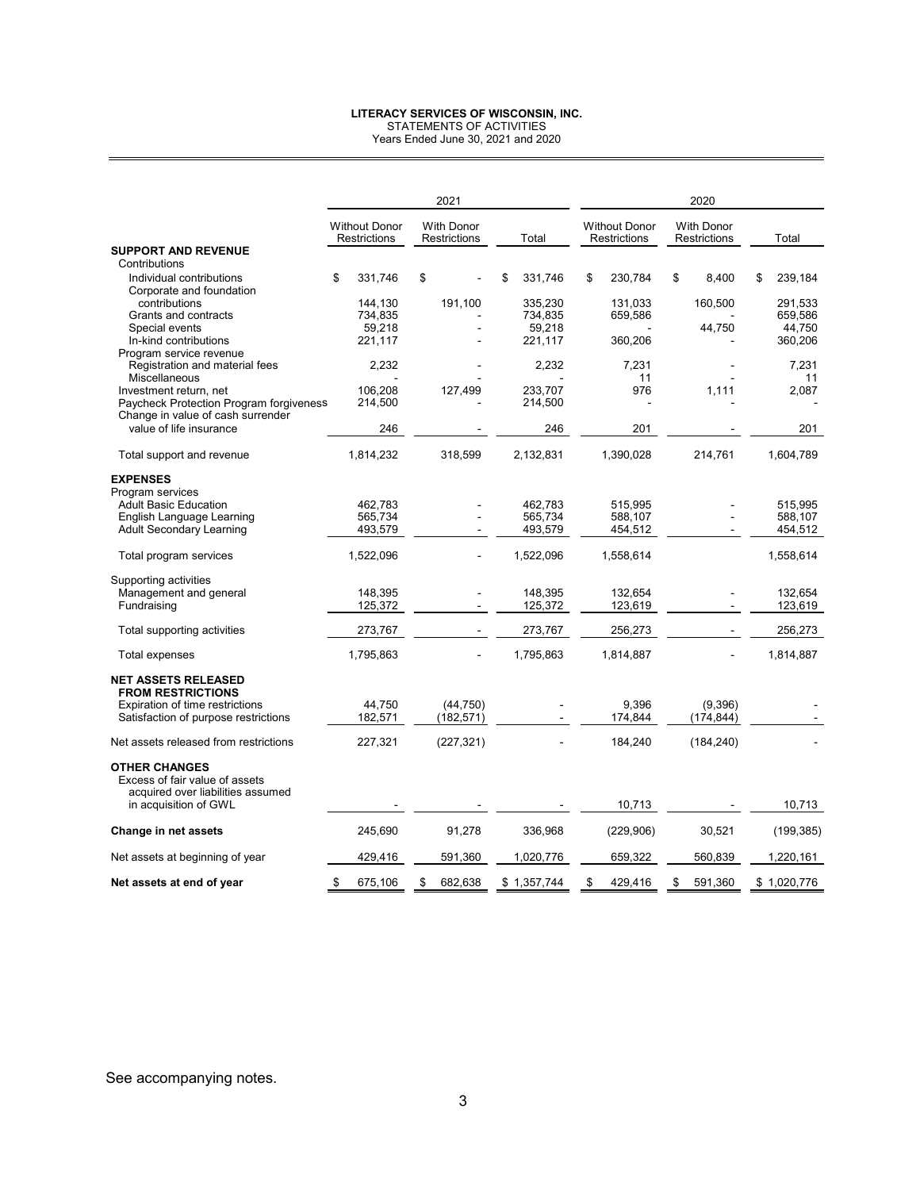# LITERACY SERVICES OF WISCONSIN, INC.

STATEMENTS OF ACTIVITIES
Years Ended June 30, 2021 and 2020

| | 2021 | | | 2020 | | |
|---|---|---|---|---|---|---|
| | Without Donor Restrictions | With Donor Restrictions | Total | Without Donor Restrictions | With Donor Restrictions | Total |
| **SUPPORT AND REVENUE** | | | | | | |
| Contributions | | | | | | |
| Individual contributions | $ 331,746 | $ - | $ 331,746 | $ 230,784 | $ 8,400 | $ 239,184 |
| Corporate and foundation contributions | 144,130 | 191,100 | 335,230 | 131,033 | 160,500 | 291,533 |
| Grants and contracts | 734,835 | - | 734,835 | 659,586 | - | 659,586 |
| Special events | 59,218 | - | 59,218 | - | 44,750 | 44,750 |
| In-kind contributions | 221,117 | - | 221,117 | 360,206 | - | 360,206 |
| Program service revenue | | | | | | |
| Registration and material fees | 2,232 | - | 2,232 | 7,231 | - | 7,231 |
| Miscellaneous | - | - | - | 11 | - | 11 |
| Investment return, net | 106,208 | 127,499 | 233,707 | 976 | 1,111 | 2,087 |
| Paycheck Protection Program forgiveness | 214,500 | - | 214,500 | - | - | - |
| Change in value of cash surrender value of life insurance | 246 | - | 246 | 201 | - | 201 |
| Total support and revenue | 1,814,232 | 318,599 | 2,132,831 | 1,390,028 | 214,761 | 1,604,789 |
| **EXPENSES** | | | | | | |
| Program services | | | | | | |
| Adult Basic Education | 462,783 | - | 462,783 | 515,995 | - | 515,995 |
| English Language Learning | 565,734 | - | 565,734 | 588,107 | - | 588,107 |
| Adult Secondary Learning | 493,579 | - | 493,579 | 454,512 | - | 454,512 |
| Total program services | 1,522,096 | - | 1,522,096 | 1,558,614 | | 1,558,614 |
| Supporting activities | | | | | | |
| Management and general | 148,395 | - | 148,395 | 132,654 | - | 132,654 |
| Fundraising | 125,372 | - | 125,372 | 123,619 | - | 123,619 |
| Total supporting activities | 273,767 | - | 273,767 | 256,273 | - | 256,273 |
| Total expenses | 1,795,863 | - | 1,795,863 | 1,814,887 | - | 1,814,887 |
| **NET ASSETS RELEASED FROM RESTRICTIONS** | | | | | | |
| Expiration of time restrictions | 44,750 | (44,750) | - | 9,396 | (9,396) | - |
| Satisfaction of purpose restrictions | 182,571 | (182,571) | - | 174,844 | (174,844) | - |
| Net assets released from restrictions | 227,321 | (227,321) | - | 184,240 | (184,240) | - |
| **OTHER CHANGES** | | | | | | |
| Excess of fair value of assets acquired over liabilities assumed in acquisition of GWL | - | - | - | 10,713 | - | 10,713 |
| **Change in net assets** | 245,690 | 91,278 | 336,968 | (229,906) | 30,521 | (199,385) |
| Net assets at beginning of year | 429,416 | 591,360 | 1,020,776 | 659,322 | 560,839 | 1,220,161 |
| **Net assets at end of year** | $ 675,106 | $ 682,638 | $ 1,357,744 | $ 429,416 | $ 591,360 | $ 1,020,776 |

See accompanying notes.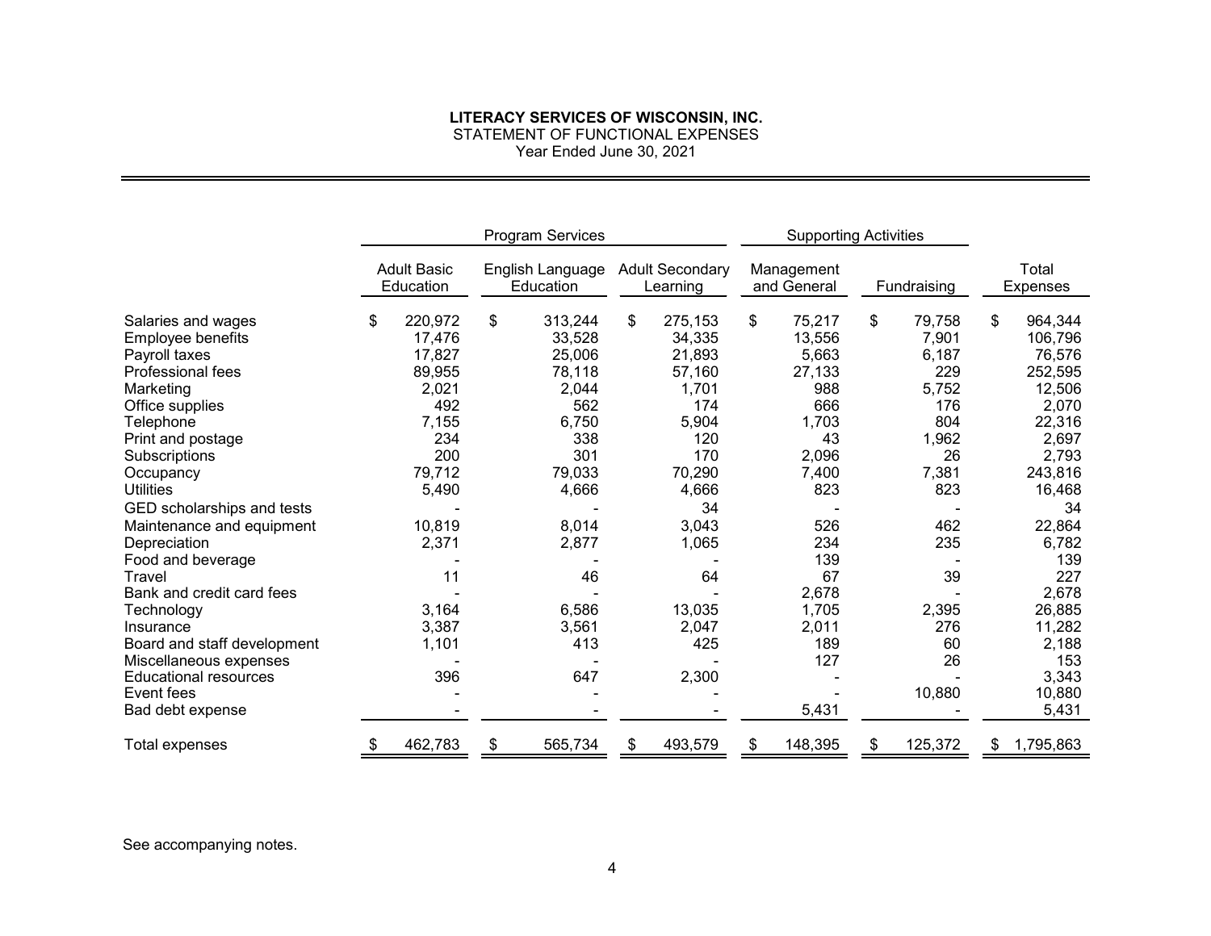**LITERACY SERVICES OF WISCONSIN, INC.**
STATEMENT OF FUNCTIONAL EXPENSES
Year Ended June 30, 2021

| | Program Services | | | Supporting Activities | | |
|---|---|---|---|---|---|---|
| | Adult Basic Education | English Language Education | Adult Secondary Learning | Management and General | Fundraising | Total Expenses |
| Salaries and wages | $ 220,972 | $ 313,244 | $ 275,153 | $ 75,217 | $ 79,758 | $ 964,344 |
| Employee benefits | 17,476 | 33,528 | 34,335 | 13,556 | 7,901 | 106,796 |
| Payroll taxes | 17,827 | 25,006 | 21,893 | 5,663 | 6,187 | 76,576 |
| Professional fees | 89,955 | 78,118 | 57,160 | 27,133 | 229 | 252,595 |
| Marketing | 2,021 | 2,044 | 1,701 | 988 | 5,752 | 12,506 |
| Office supplies | 492 | 562 | 174 | 666 | 176 | 2,070 |
| Telephone | 7,155 | 6,750 | 5,904 | 1,703 | 804 | 22,316 |
| Print and postage | 234 | 338 | 120 | 43 | 1,962 | 2,697 |
| Subscriptions | 200 | 301 | 170 | 2,096 | 26 | 2,793 |
| Occupancy | 79,712 | 79,033 | 70,290 | 7,400 | 7,381 | 243,816 |
| Utilities | 5,490 | 4,666 | 4,666 | 823 | 823 | 16,468 |
| GED scholarships and tests | - | - | 34 | - | - | 34 |
| Maintenance and equipment | 10,819 | 8,014 | 3,043 | 526 | 462 | 22,864 |
| Depreciation | 2,371 | 2,877 | 1,065 | 234 | 235 | 6,782 |
| Food and beverage | - | - | - | 139 | - | 139 |
| Travel | 11 | 46 | 64 | 67 | 39 | 227 |
| Bank and credit card fees | - | - | - | 2,678 | - | 2,678 |
| Technology | 3,164 | 6,586 | 13,035 | 1,705 | 2,395 | 26,885 |
| Insurance | 3,387 | 3,561 | 2,047 | 2,011 | 276 | 11,282 |
| Board and staff development | 1,101 | 413 | 425 | 189 | 60 | 2,188 |
| Miscellaneous expenses | - | - | - | 127 | 26 | 153 |
| Educational resources | 396 | 647 | 2,300 | - | - | 3,343 |
| Event fees | - | - | - | - | 10,880 | 10,880 |
| Bad debt expense | - | - | - | 5,431 | - | 5,431 |
| Total expenses | $ 462,783 | $ 565,734 | $ 493,579 | $ 148,395 | $ 125,372 | $ 1,795,863 |

See accompanying notes.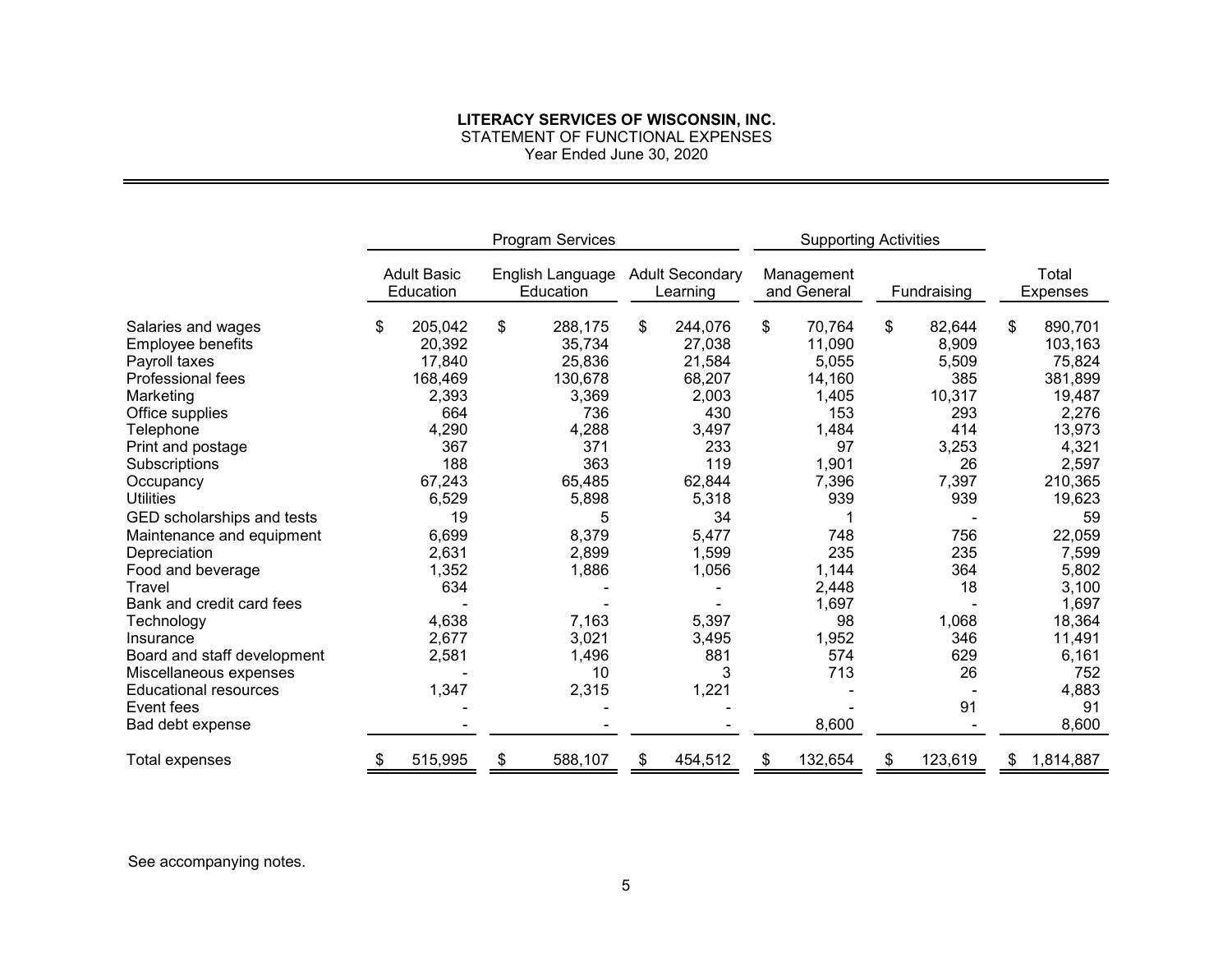**LITERACY SERVICES OF WISCONSIN, INC.**
STATEMENT OF FUNCTIONAL EXPENSES
Year Ended June 30, 2020

| | Program Services | | | Supporting Activities | | |
|---|---|---|---|---|---|---|
| | Adult Basic Education | English Language Education | Adult Secondary Learning | Management and General | Fundraising | Total Expenses |
| Salaries and wages | $ 205,042 | $ 288,175 | $ 244,076 | $ 70,764 | $ 82,644 | $ 890,701 |
| Employee benefits | 20,392 | 35,734 | 27,038 | 11,090 | 8,909 | 103,163 |
| Payroll taxes | 17,840 | 25,836 | 21,584 | 5,055 | 5,509 | 75,824 |
| Professional fees | 168,469 | 130,678 | 68,207 | 14,160 | 385 | 381,899 |
| Marketing | 2,393 | 3,369 | 2,003 | 1,405 | 10,317 | 19,487 |
| Office supplies | 664 | 736 | 430 | 153 | 293 | 2,276 |
| Telephone | 4,290 | 4,288 | 3,497 | 1,484 | 414 | 13,973 |
| Print and postage | 367 | 371 | 233 | 97 | 3,253 | 4,321 |
| Subscriptions | 188 | 363 | 119 | 1,901 | 26 | 2,597 |
| Occupancy | 67,243 | 65,485 | 62,844 | 7,396 | 7,397 | 210,365 |
| Utilities | 6,529 | 5,898 | 5,318 | 939 | 939 | 19,623 |
| GED scholarships and tests | 19 | 5 | 34 | 1 | - | 59 |
| Maintenance and equipment | 6,699 | 8,379 | 5,477 | 748 | 756 | 22,059 |
| Depreciation | 2,631 | 2,899 | 1,599 | 235 | 235 | 7,599 |
| Food and beverage | 1,352 | 1,886 | 1,056 | 1,144 | 364 | 5,802 |
| Travel | 634 | - | - | 2,448 | 18 | 3,100 |
| Bank and credit card fees | - | - | - | 1,697 | - | 1,697 |
| Technology | 4,638 | 7,163 | 5,397 | 98 | 1,068 | 18,364 |
| Insurance | 2,677 | 3,021 | 3,495 | 1,952 | 346 | 11,491 |
| Board and staff development | 2,581 | 1,496 | 881 | 574 | 629 | 6,161 |
| Miscellaneous expenses | - | 10 | 3 | 713 | 26 | 752 |
| Educational resources | 1,347 | 2,315 | 1,221 | - | - | 4,883 |
| Event fees | - | - | - | - | 91 | 91 |
| Bad debt expense | - | - | - | 8,600 | - | 8,600 |
| Total expenses | $ 515,995 | $ 588,107 | $ 454,512 | $ 132,654 | $ 123,619 | $ 1,814,887 |

See accompanying notes.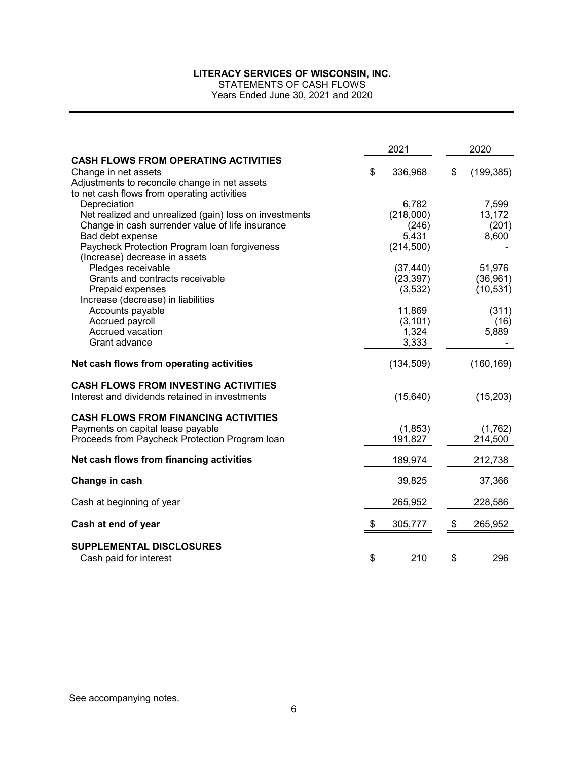# LITERACY SERVICES OF WISCONSIN, INC.

STATEMENTS OF CASH FLOWS
Years Ended June 30, 2021 and 2020

| | 2021 | 2020 |
|---|---|---|
| **CASH FLOWS FROM OPERATING ACTIVITIES** | | |
| Change in net assets | $ 336,968 | $ (199,385) |
| Adjustments to reconcile change in net assets to net cash flows from operating activities | | |
| Depreciation | 6,782 | 7,599 |
| Net realized and unrealized (gain) loss on investments | (218,000) | 13,172 |
| Change in cash surrender value of life insurance | (246) | (201) |
| Bad debt expense | 5,431 | 8,600 |
| Paycheck Protection Program loan forgiveness | (214,500) | - |
| (Increase) decrease in assets | | |
| Pledges receivable | (37,440) | 51,976 |
| Grants and contracts receivable | (23,397) | (36,961) |
| Prepaid expenses | (3,532) | (10,531) |
| Increase (decrease) in liabilities | | |
| Accounts payable | 11,869 | (311) |
| Accrued payroll | (3,101) | (16) |
| Accrued vacation | 1,324 | 5,889 |
| Grant advance | 3,333 | - |
| **Net cash flows from operating activities** | (134,509) | (160,169) |
| **CASH FLOWS FROM INVESTING ACTIVITIES** | | |
| Interest and dividends retained in investments | (15,640) | (15,203) |
| **CASH FLOWS FROM FINANCING ACTIVITIES** | | |
| Payments on capital lease payable | (1,853) | (1,762) |
| Proceeds from Paycheck Protection Program loan | 191,827 | 214,500 |
| **Net cash flows from financing activities** | 189,974 | 212,738 |
| **Change in cash** | 39,825 | 37,366 |
| Cash at beginning of year | 265,952 | 228,586 |
| **Cash at end of year** | $ 305,777 | $ 265,952 |
| **SUPPLEMENTAL DISCLOSURES** | | |
| Cash paid for interest | $ 210 | $ 296 |

See accompanying notes.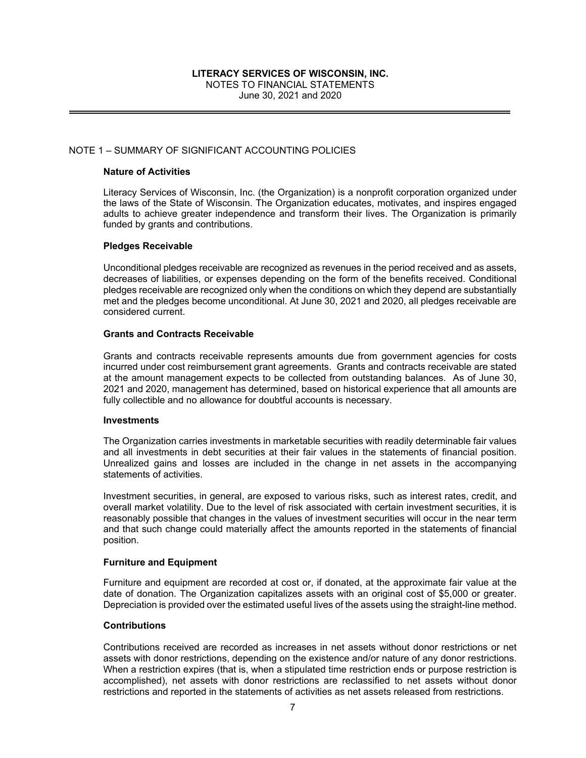## NOTE 1 – SUMMARY OF SIGNIFICANT ACCOUNTING POLICIES

### Nature of Activities

Literacy Services of Wisconsin, Inc. (the Organization) is a nonprofit corporation organized under the laws of the State of Wisconsin. The Organization educates, motivates, and inspires engaged adults to achieve greater independence and transform their lives. The Organization is primarily funded by grants and contributions.

### Pledges Receivable

Unconditional pledges receivable are recognized as revenues in the period received and as assets, decreases of liabilities, or expenses depending on the form of the benefits received. Conditional pledges receivable are recognized only when the conditions on which they depend are substantially met and the pledges become unconditional. At June 30, 2021 and 2020, all pledges receivable are considered current.

### Grants and Contracts Receivable

Grants and contracts receivable represents amounts due from government agencies for costs incurred under cost reimbursement grant agreements. Grants and contracts receivable are stated at the amount management expects to be collected from outstanding balances. As of June 30, 2021 and 2020, management has determined, based on historical experience that all amounts are fully collectible and no allowance for doubtful accounts is necessary.

### Investments

The Organization carries investments in marketable securities with readily determinable fair values and all investments in debt securities at their fair values in the statements of financial position. Unrealized gains and losses are included in the change in net assets in the accompanying statements of activities.

Investment securities, in general, are exposed to various risks, such as interest rates, credit, and overall market volatility. Due to the level of risk associated with certain investment securities, it is reasonably possible that changes in the values of investment securities will occur in the near term and that such change could materially affect the amounts reported in the statements of financial position.

### Furniture and Equipment

Furniture and equipment are recorded at cost or, if donated, at the approximate fair value at the date of donation. The Organization capitalizes assets with an original cost of $5,000 or greater. Depreciation is provided over the estimated useful lives of the assets using the straight-line method.

### Contributions

Contributions received are recorded as increases in net assets without donor restrictions or net assets with donor restrictions, depending on the existence and/or nature of any donor restrictions. When a restriction expires (that is, when a stipulated time restriction ends or purpose restriction is accomplished), net assets with donor restrictions are reclassified to net assets without donor restrictions and reported in the statements of activities as net assets released from restrictions.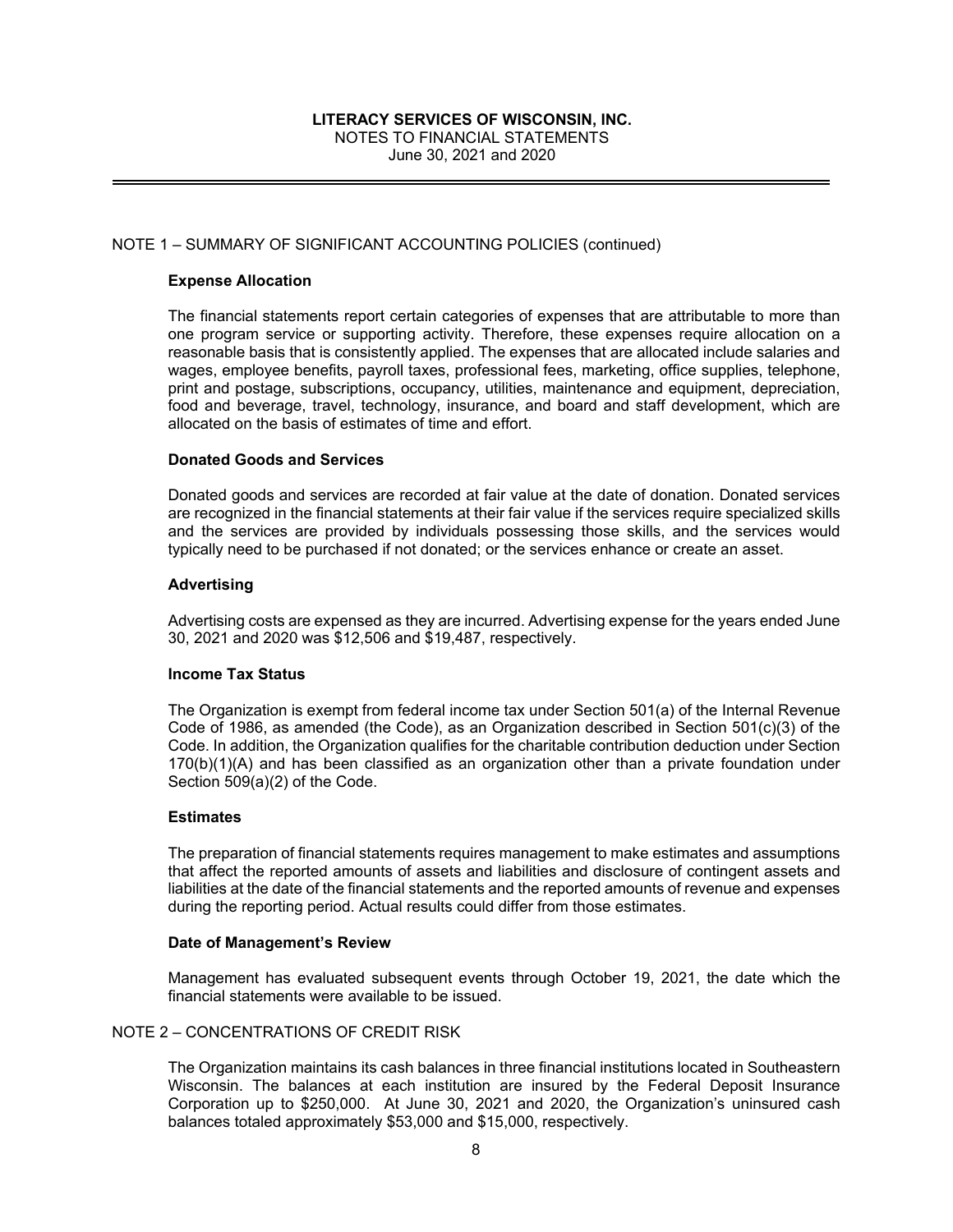# LITERACY SERVICES OF WISCONSIN, INC.

NOTES TO FINANCIAL STATEMENTS

June 30, 2021 and 2020

## NOTE 1 – SUMMARY OF SIGNIFICANT ACCOUNTING POLICIES (continued)

### Expense Allocation

The financial statements report certain categories of expenses that are attributable to more than one program service or supporting activity. Therefore, these expenses require allocation on a reasonable basis that is consistently applied. The expenses that are allocated include salaries and wages, employee benefits, payroll taxes, professional fees, marketing, office supplies, telephone, print and postage, subscriptions, occupancy, utilities, maintenance and equipment, depreciation, food and beverage, travel, technology, insurance, and board and staff development, which are allocated on the basis of estimates of time and effort.

### Donated Goods and Services

Donated goods and services are recorded at fair value at the date of donation. Donated services are recognized in the financial statements at their fair value if the services require specialized skills and the services are provided by individuals possessing those skills, and the services would typically need to be purchased if not donated; or the services enhance or create an asset.

### Advertising

Advertising costs are expensed as they are incurred. Advertising expense for the years ended June 30, 2021 and 2020 was $12,506 and $19,487, respectively.

### Income Tax Status

The Organization is exempt from federal income tax under Section 501(a) of the Internal Revenue Code of 1986, as amended (the Code), as an Organization described in Section 501(c)(3) of the Code. In addition, the Organization qualifies for the charitable contribution deduction under Section 170(b)(1)(A) and has been classified as an organization other than a private foundation under Section 509(a)(2) of the Code.

### Estimates

The preparation of financial statements requires management to make estimates and assumptions that affect the reported amounts of assets and liabilities and disclosure of contingent assets and liabilities at the date of the financial statements and the reported amounts of revenue and expenses during the reporting period. Actual results could differ from those estimates.

### Date of Management's Review

Management has evaluated subsequent events through October 19, 2021, the date which the financial statements were available to be issued.

## NOTE 2 – CONCENTRATIONS OF CREDIT RISK

The Organization maintains its cash balances in three financial institutions located in Southeastern Wisconsin. The balances at each institution are insured by the Federal Deposit Insurance Corporation up to $250,000. At June 30, 2021 and 2020, the Organization's uninsured cash balances totaled approximately $53,000 and $15,000, respectively.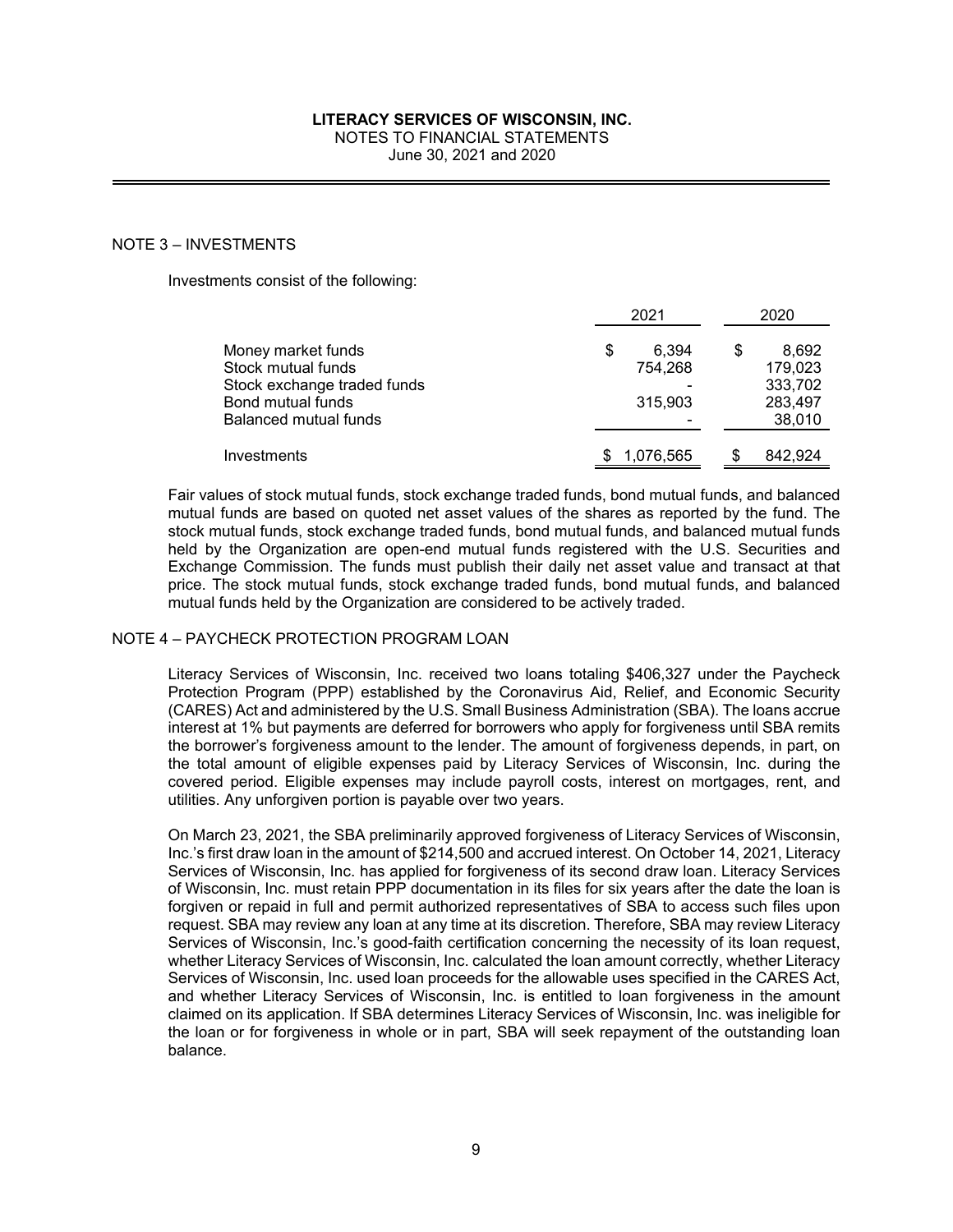**LITERACY SERVICES OF WISCONSIN, INC.**
NOTES TO FINANCIAL STATEMENTS
June 30, 2021 and 2020

## NOTE 3 – INVESTMENTS

Investments consist of the following:

| | 2021 | 2020 |
|---|---|---|
| Money market funds | $ 6,394 | $ 8,692 |
| Stock mutual funds | 754,268 | 179,023 |
| Stock exchange traded funds | - | 333,702 |
| Bond mutual funds | 315,903 | 283,497 |
| Balanced mutual funds | - | 38,010 |
| Investments | $ 1,076,565 | $ 842,924 |

Fair values of stock mutual funds, stock exchange traded funds, bond mutual funds, and balanced mutual funds are based on quoted net asset values of the shares as reported by the fund. The stock mutual funds, stock exchange traded funds, bond mutual funds, and balanced mutual funds held by the Organization are open-end mutual funds registered with the U.S. Securities and Exchange Commission. The funds must publish their daily net asset value and transact at that price. The stock mutual funds, stock exchange traded funds, bond mutual funds, and balanced mutual funds held by the Organization are considered to be actively traded.

## NOTE 4 – PAYCHECK PROTECTION PROGRAM LOAN

Literacy Services of Wisconsin, Inc. received two loans totaling $406,327 under the Paycheck Protection Program (PPP) established by the Coronavirus Aid, Relief, and Economic Security (CARES) Act and administered by the U.S. Small Business Administration (SBA). The loans accrue interest at 1% but payments are deferred for borrowers who apply for forgiveness until SBA remits the borrower's forgiveness amount to the lender. The amount of forgiveness depends, in part, on the total amount of eligible expenses paid by Literacy Services of Wisconsin, Inc. during the covered period. Eligible expenses may include payroll costs, interest on mortgages, rent, and utilities. Any unforgiven portion is payable over two years.

On March 23, 2021, the SBA preliminarily approved forgiveness of Literacy Services of Wisconsin, Inc.'s first draw loan in the amount of $214,500 and accrued interest. On October 14, 2021, Literacy Services of Wisconsin, Inc. has applied for forgiveness of its second draw loan. Literacy Services of Wisconsin, Inc. must retain PPP documentation in its files for six years after the date the loan is forgiven or repaid in full and permit authorized representatives of SBA to access such files upon request. SBA may review any loan at any time at its discretion. Therefore, SBA may review Literacy Services of Wisconsin, Inc.'s good-faith certification concerning the necessity of its loan request, whether Literacy Services of Wisconsin, Inc. calculated the loan amount correctly, whether Literacy Services of Wisconsin, Inc. used loan proceeds for the allowable uses specified in the CARES Act, and whether Literacy Services of Wisconsin, Inc. is entitled to loan forgiveness in the amount claimed on its application. If SBA determines Literacy Services of Wisconsin, Inc. was ineligible for the loan or for forgiveness in whole or in part, SBA will seek repayment of the outstanding loan balance.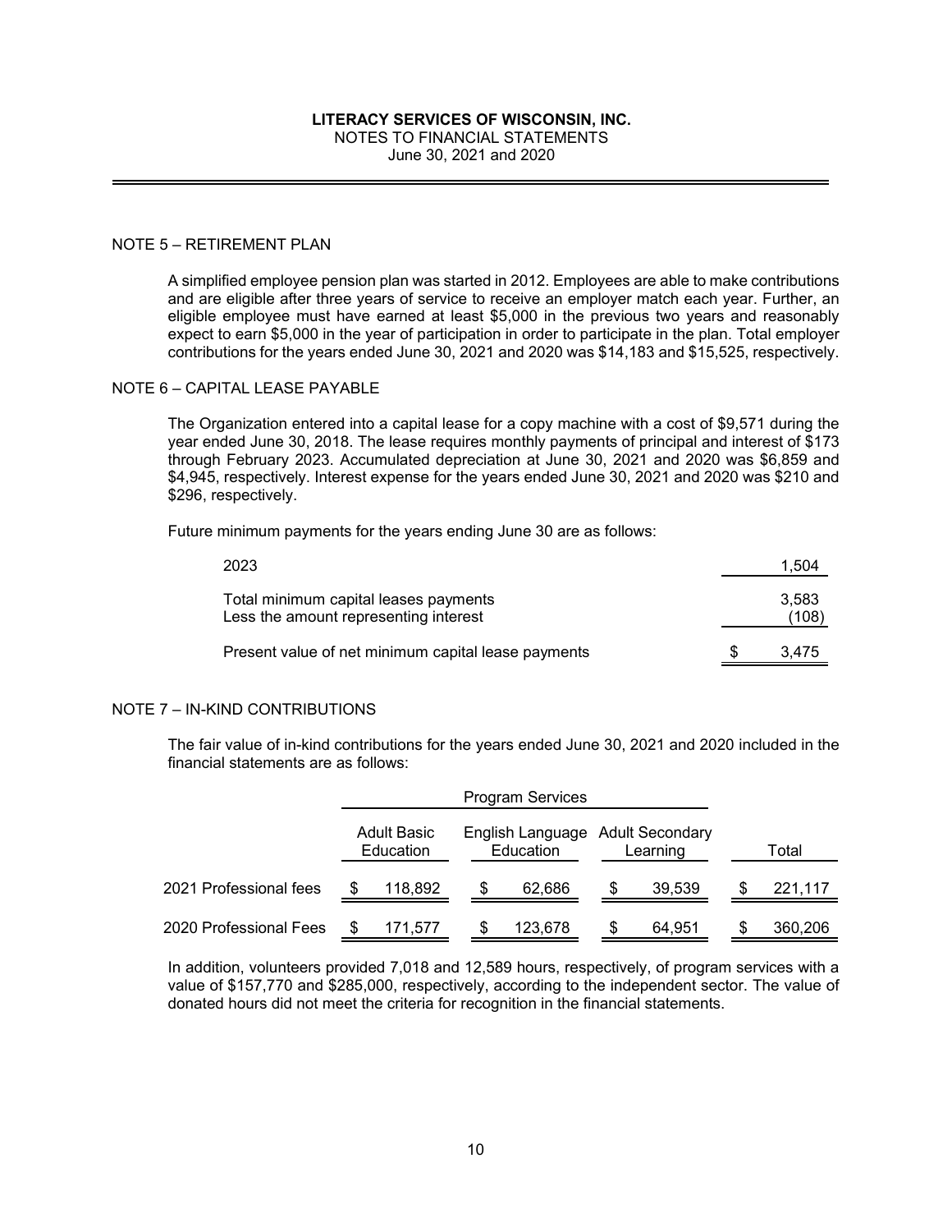**LITERACY SERVICES OF WISCONSIN, INC.**
NOTES TO FINANCIAL STATEMENTS
June 30, 2021 and 2020

NOTE 5 – RETIREMENT PLAN

A simplified employee pension plan was started in 2012. Employees are able to make contributions and are eligible after three years of service to receive an employer match each year. Further, an eligible employee must have earned at least $5,000 in the previous two years and reasonably expect to earn $5,000 in the year of participation in order to participate in the plan. Total employer contributions for the years ended June 30, 2021 and 2020 was $14,183 and $15,525, respectively.

NOTE 6 – CAPITAL LEASE PAYABLE

The Organization entered into a capital lease for a copy machine with a cost of $9,571 during the year ended June 30, 2018. The lease requires monthly payments of principal and interest of $173 through February 2023. Accumulated depreciation at June 30, 2021 and 2020 was $6,859 and $4,945, respectively. Interest expense for the years ended June 30, 2021 and 2020 was $210 and $296, respectively.

Future minimum payments for the years ending June 30 are as follows:

| | |
|---|---|
| 2023 | 1,504 |
| Total minimum capital leases payments | 3,583 |
| Less the amount representing interest | (108) |
| Present value of net minimum capital lease payments | $ 3,475 |

NOTE 7 – IN-KIND CONTRIBUTIONS

The fair value of in-kind contributions for the years ended June 30, 2021 and 2020 included in the financial statements are as follows:

| | Program Services | | | |
|---|---|---|---|---|
| | Adult Basic Education | English Language Education | Adult Secondary Learning | Total |
| 2021 Professional fees | $ 118,892 | $ 62,686 | $ 39,539 | $ 221,117 |
| 2020 Professional Fees | $ 171,577 | $ 123,678 | $ 64,951 | $ 360,206 |

In addition, volunteers provided 7,018 and 12,589 hours, respectively, of program services with a value of $157,770 and $285,000, respectively, according to the independent sector. The value of donated hours did not meet the criteria for recognition in the financial statements.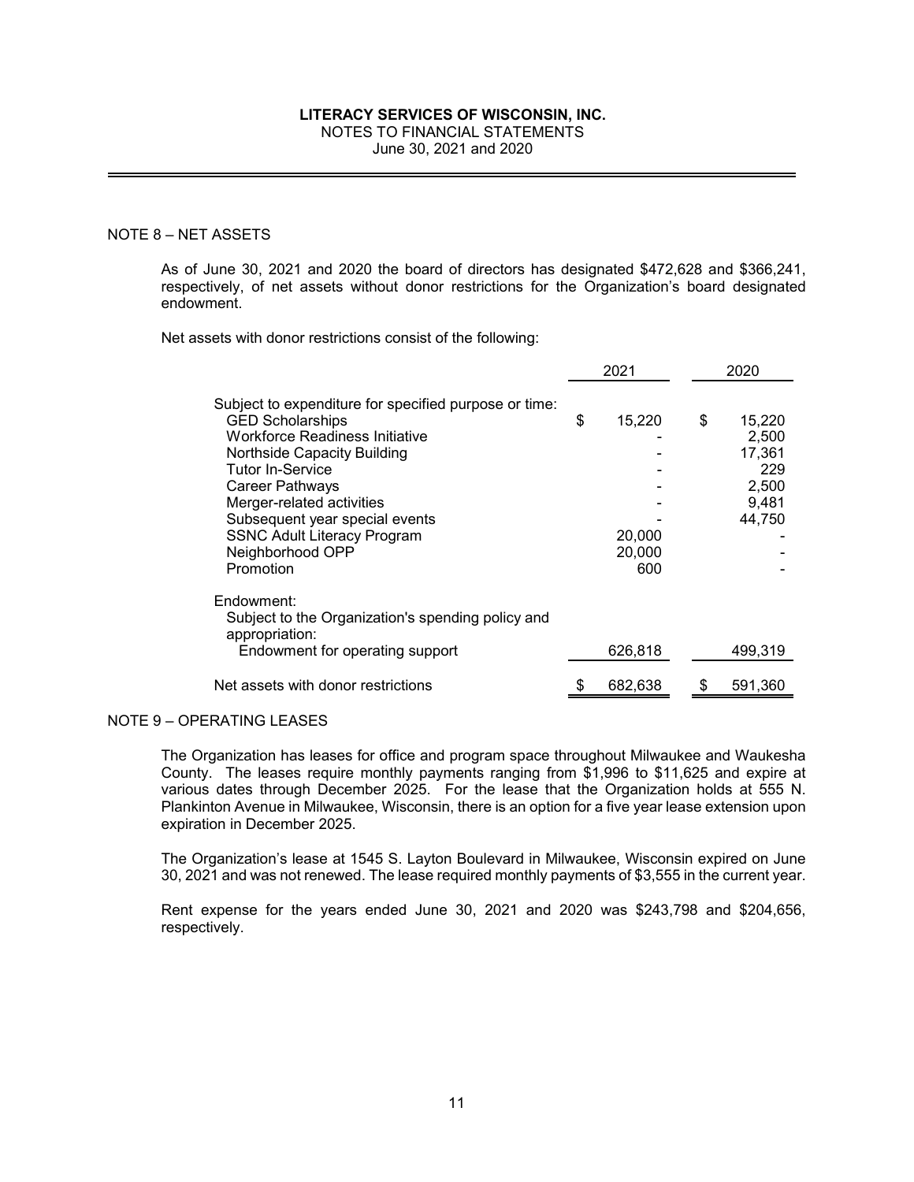LITERACY SERVICES OF WISCONSIN, INC.
NOTES TO FINANCIAL STATEMENTS
June 30, 2021 and 2020

## NOTE 8 – NET ASSETS

As of June 30, 2021 and 2020 the board of directors has designated \$472,628 and \$366,241, respectively, of net assets without donor restrictions for the Organization's board designated endowment.

Net assets with donor restrictions consist of the following:

| | 2021 | 2020 |
|---|---|---|
| Subject to expenditure for specified purpose or time: | | |
| GED Scholarships | \$ 15,220 | \$ 15,220 |
| Workforce Readiness Initiative | - | 2,500 |
| Northside Capacity Building | - | 17,361 |
| Tutor In-Service | - | 229 |
| Career Pathways | - | 2,500 |
| Merger-related activities | - | 9,481 |
| Subsequent year special events | - | 44,750 |
| SSNC Adult Literacy Program | 20,000 | - |
| Neighborhood OPP | 20,000 | - |
| Promotion | 600 | - |
| Endowment: | | |
| Subject to the Organization's spending policy and appropriation: | | |
| Endowment for operating support | 626,818 | 499,319 |
| Net assets with donor restrictions | \$ 682,638 | \$ 591,360 |

## NOTE 9 – OPERATING LEASES

The Organization has leases for office and program space throughout Milwaukee and Waukesha County. The leases require monthly payments ranging from \$1,996 to \$11,625 and expire at various dates through December 2025. For the lease that the Organization holds at 555 N. Plankinton Avenue in Milwaukee, Wisconsin, there is an option for a five year lease extension upon expiration in December 2025.

The Organization's lease at 1545 S. Layton Boulevard in Milwaukee, Wisconsin expired on June 30, 2021 and was not renewed. The lease required monthly payments of \$3,555 in the current year.

Rent expense for the years ended June 30, 2021 and 2020 was \$243,798 and \$204,656, respectively.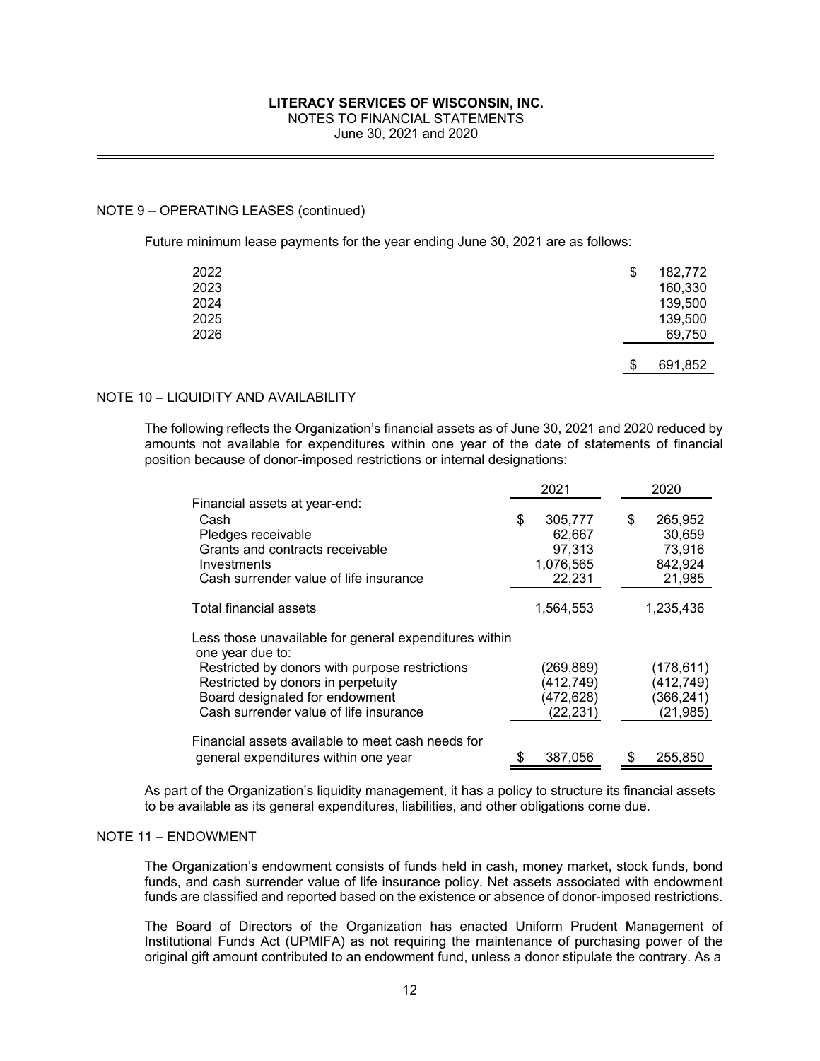## NOTE 9 – OPERATING LEASES (continued)

Future minimum lease payments for the year ending June 30, 2021 are as follows:

| | |
|---|---|
| 2022 | $ 182,772 |
| 2023 | 160,330 |
| 2024 | 139,500 |
| 2025 | 139,500 |
| 2026 | 69,750 |
| | $ 691,852 |

## NOTE 10 – LIQUIDITY AND AVAILABILITY

The following reflects the Organization's financial assets as of June 30, 2021 and 2020 reduced by amounts not available for expenditures within one year of the date of statements of financial position because of donor-imposed restrictions or internal designations:

| | 2021 | 2020 |
|---|---|---|
| Financial assets at year-end: | | |
| Cash | $ 305,777 | $ 265,952 |
| Pledges receivable | 62,667 | 30,659 |
| Grants and contracts receivable | 97,313 | 73,916 |
| Investments | 1,076,565 | 842,924 |
| Cash surrender value of life insurance | 22,231 | 21,985 |
| Total financial assets | 1,564,553 | 1,235,436 |
| Less those unavailable for general expenditures within one year due to: | | |
| Restricted by donors with purpose restrictions | (269,889) | (178,611) |
| Restricted by donors in perpetuity | (412,749) | (412,749) |
| Board designated for endowment | (472,628) | (366,241) |
| Cash surrender value of life insurance | (22,231) | (21,985) |
| Financial assets available to meet cash needs for general expenditures within one year | $ 387,056 | $ 255,850 |

As part of the Organization's liquidity management, it has a policy to structure its financial assets to be available as its general expenditures, liabilities, and other obligations come due.

## NOTE 11 – ENDOWMENT

The Organization's endowment consists of funds held in cash, money market, stock funds, bond funds, and cash surrender value of life insurance policy. Net assets associated with endowment funds are classified and reported based on the existence or absence of donor-imposed restrictions.

The Board of Directors of the Organization has enacted Uniform Prudent Management of Institutional Funds Act (UPMIFA) as not requiring the maintenance of purchasing power of the original gift amount contributed to an endowment fund, unless a donor stipulate the contrary. As a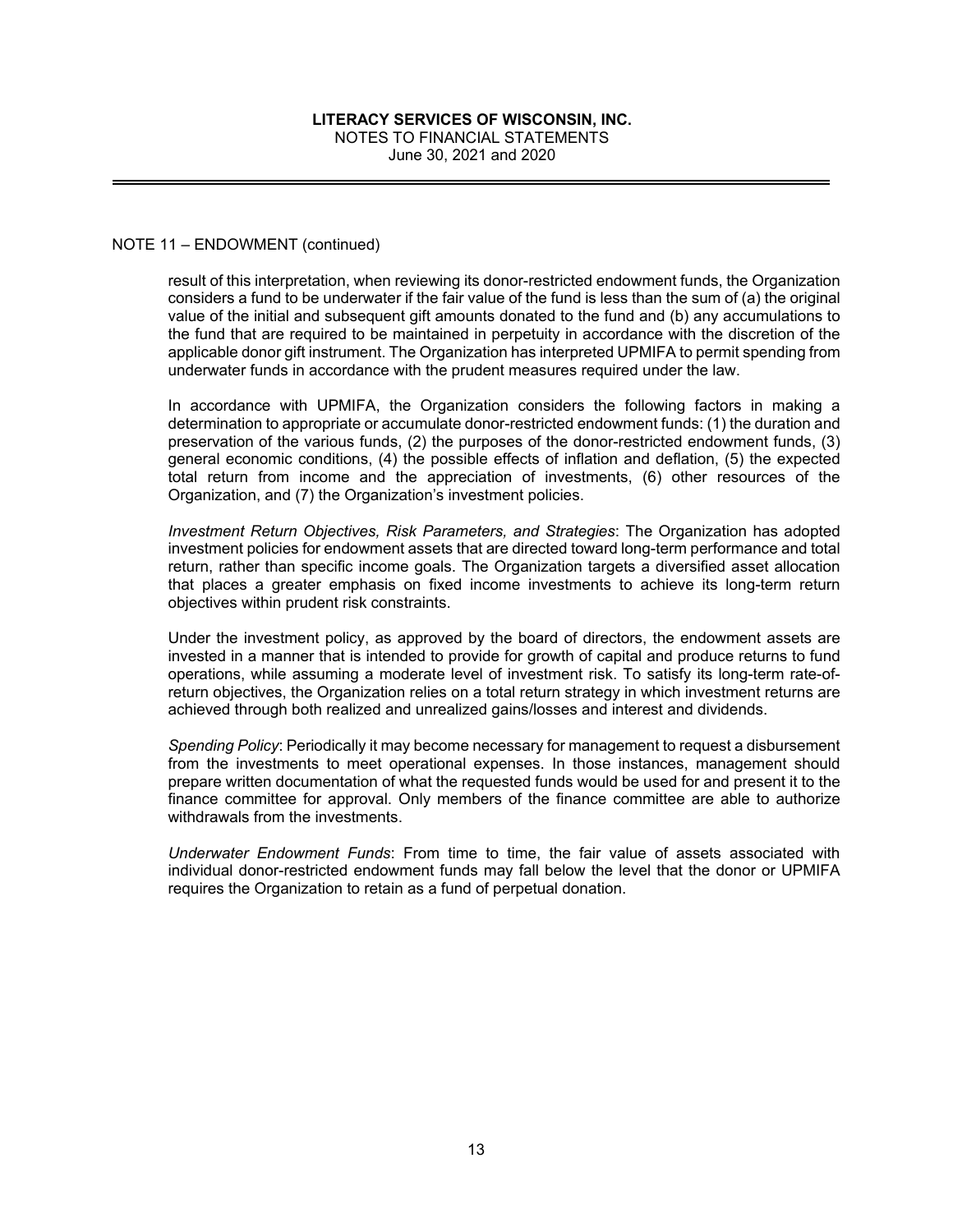## NOTE 11 – ENDOWMENT (continued)

result of this interpretation, when reviewing its donor-restricted endowment funds, the Organization considers a fund to be underwater if the fair value of the fund is less than the sum of (a) the original value of the initial and subsequent gift amounts donated to the fund and (b) any accumulations to the fund that are required to be maintained in perpetuity in accordance with the discretion of the applicable donor gift instrument. The Organization has interpreted UPMIFA to permit spending from underwater funds in accordance with the prudent measures required under the law.

In accordance with UPMIFA, the Organization considers the following factors in making a determination to appropriate or accumulate donor-restricted endowment funds: (1) the duration and preservation of the various funds, (2) the purposes of the donor-restricted endowment funds, (3) general economic conditions, (4) the possible effects of inflation and deflation, (5) the expected total return from income and the appreciation of investments, (6) other resources of the Organization, and (7) the Organization's investment policies.

*Investment Return Objectives, Risk Parameters, and Strategies*: The Organization has adopted investment policies for endowment assets that are directed toward long-term performance and total return, rather than specific income goals. The Organization targets a diversified asset allocation that places a greater emphasis on fixed income investments to achieve its long-term return objectives within prudent risk constraints.

Under the investment policy, as approved by the board of directors, the endowment assets are invested in a manner that is intended to provide for growth of capital and produce returns to fund operations, while assuming a moderate level of investment risk. To satisfy its long-term rate-of-return objectives, the Organization relies on a total return strategy in which investment returns are achieved through both realized and unrealized gains/losses and interest and dividends.

*Spending Policy*: Periodically it may become necessary for management to request a disbursement from the investments to meet operational expenses. In those instances, management should prepare written documentation of what the requested funds would be used for and present it to the finance committee for approval. Only members of the finance committee are able to authorize withdrawals from the investments.

*Underwater Endowment Funds*: From time to time, the fair value of assets associated with individual donor-restricted endowment funds may fall below the level that the donor or UPMIFA requires the Organization to retain as a fund of perpetual donation.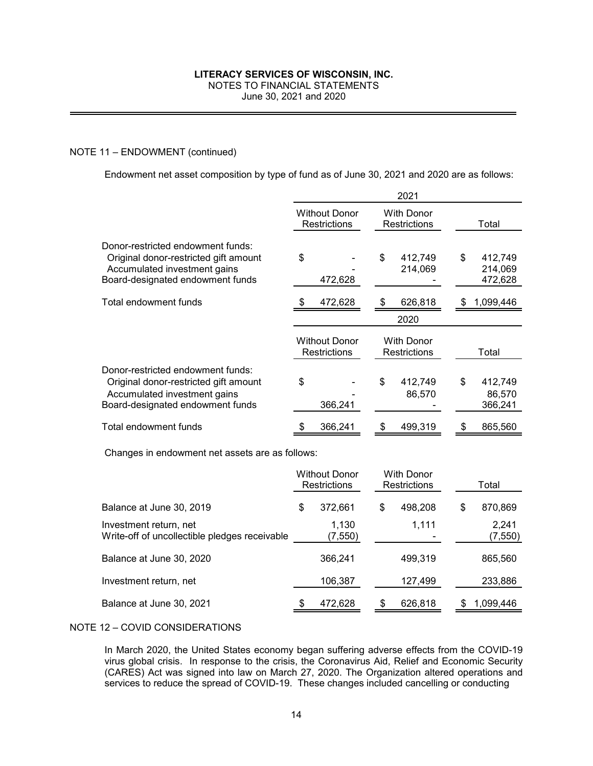## NOTE 11 – ENDOWMENT (continued)

Endowment net asset composition by type of fund as of June 30, 2021 and 2020 are as follows:

| | 2021 | | |
|---|---|---|---|
| | Without Donor Restrictions | With Donor Restrictions | Total |
| Donor-restricted endowment funds: | | | |
| Original donor-restricted gift amount | $ - | $ 412,749 | $ 412,749 |
| Accumulated investment gains | - | 214,069 | 214,069 |
| Board-designated endowment funds | 472,628 | - | 472,628 |
| Total endowment funds | $ 472,628 | $ 626,818 | $ 1,099,446 |

| | 2020 | | |
|---|---|---|---|
| | Without Donor Restrictions | With Donor Restrictions | Total |
| Donor-restricted endowment funds: | | | |
| Original donor-restricted gift amount | $ - | $ 412,749 | $ 412,749 |
| Accumulated investment gains | - | 86,570 | 86,570 |
| Board-designated endowment funds | 366,241 | - | 366,241 |
| Total endowment funds | $ 366,241 | $ 499,319 | $ 865,560 |

Changes in endowment net assets are as follows:

| | Without Donor Restrictions | With Donor Restrictions | Total |
|---|---|---|---|
| Balance at June 30, 2019 | $ 372,661 | $ 498,208 | $ 870,869 |
| Investment return, net | 1,130 | 1,111 | 2,241 |
| Write-off of uncollectible pledges receivable | (7,550) | - | (7,550) |
| Balance at June 30, 2020 | 366,241 | 499,319 | 865,560 |
| Investment return, net | 106,387 | 127,499 | 233,886 |
| Balance at June 30, 2021 | $ 472,628 | $ 626,818 | $ 1,099,446 |

## NOTE 12 – COVID CONSIDERATIONS

In March 2020, the United States economy began suffering adverse effects from the COVID-19 virus global crisis. In response to the crisis, the Coronavirus Aid, Relief and Economic Security (CARES) Act was signed into law on March 27, 2020. The Organization altered operations and services to reduce the spread of COVID-19. These changes included cancelling or conducting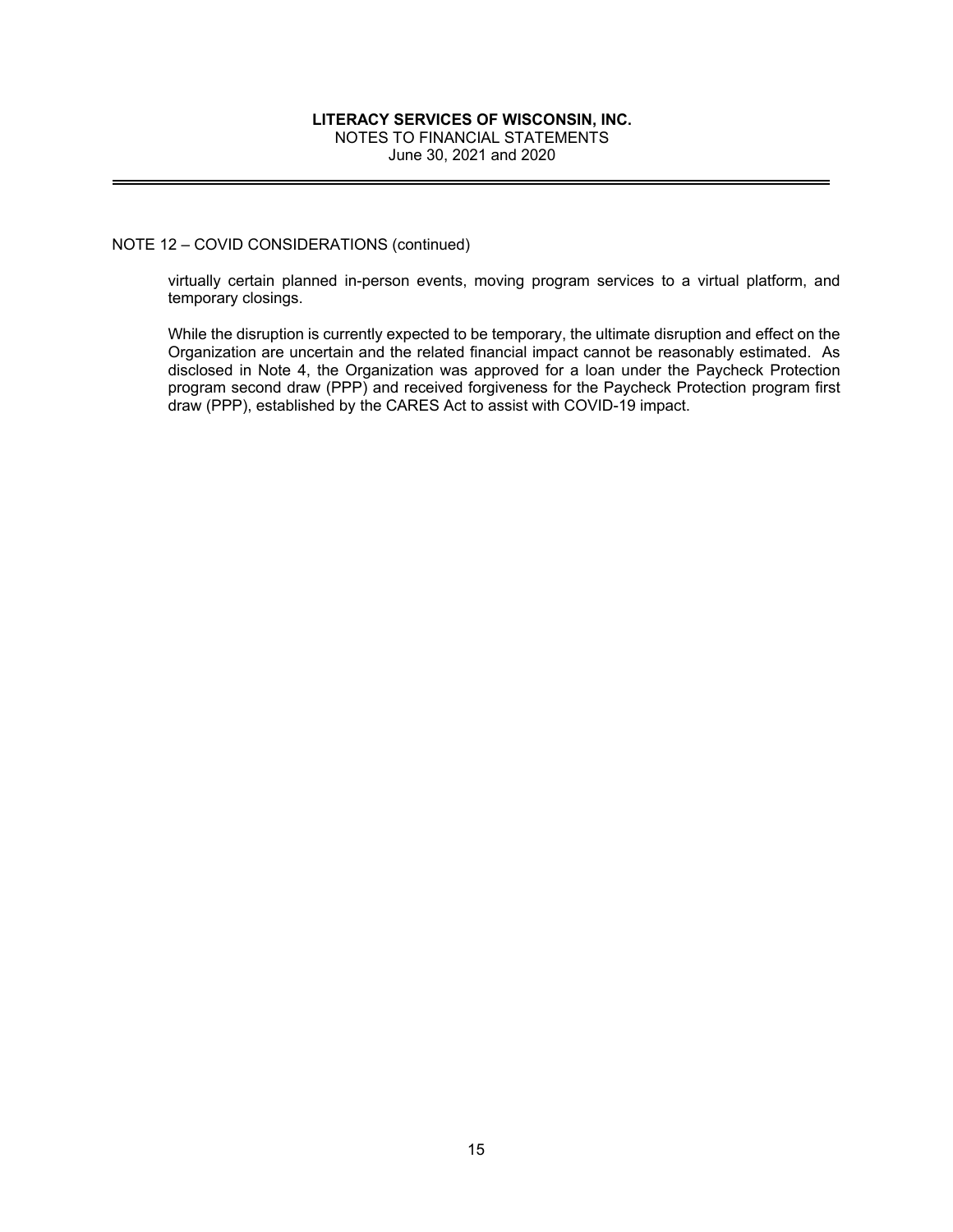## NOTE 12 – COVID CONSIDERATIONS (continued)

virtually certain planned in-person events, moving program services to a virtual platform, and temporary closings.

While the disruption is currently expected to be temporary, the ultimate disruption and effect on the Organization are uncertain and the related financial impact cannot be reasonably estimated. As disclosed in Note 4, the Organization was approved for a loan under the Paycheck Protection program second draw (PPP) and received forgiveness for the Paycheck Protection program first draw (PPP), established by the CARES Act to assist with COVID-19 impact.